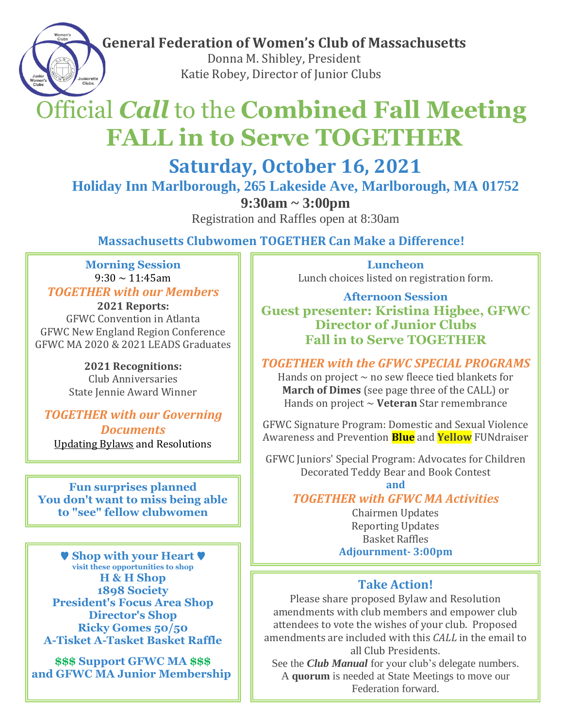**General Federation of Women's Club of Massachusetts**

Donna M. Shibley, President

Katie Robey, Director of Junior Clubs

# Official *Call* to the **Combined Fall Meeting**
# **FALL in to Serve TOGETHER**

## Saturday, October 16, 2021

### Holiday Inn Marlborough, 265 Lakeside Ave, Marlborough, MA 01752

**9:30am ~ 3:00pm**

Registration and Raffles open at 8:30am

**Massachusetts Clubwomen TOGETHER Can Make a Difference!**

---

**Morning Session**

9:30 ~ 11:45am

***TOGETHER with our Members***

**2021 Reports:**

GFWC Convention in Atlanta

GFWC New England Region Conference

GFWC MA 2020 & 2021 LEADS Graduates

**2021 Recognitions:**

Club Anniversaries

State Jennie Award Winner

***TOGETHER with our Governing Documents***

Updating Bylaws and Resolutions

---

**Fun surprises planned**
**You don't want to miss being able to "see" fellow clubwomen**

---

**♥ Shop with your Heart ♥**

**visit these opportunities to shop**

**H & H Shop**

**1898 Society**

**President's Focus Area Shop**

**Director's Shop**

**Ricky Gomes 50/50**

**A-Tisket A-Tasket Basket Raffle**

**$$$ Support GFWC MA $$$**
**and GFWC MA Junior Membership**

---

**Luncheon**

Lunch choices listed on registration form.

**Afternoon Session**

**Guest presenter: Kristina Higbee, GFWC Director of Junior Clubs**
**Fall in to Serve TOGETHER**

***TOGETHER with the GFWC SPECIAL PROGRAMS***

Hands on project ~ no sew fleece tied blankets for **March of Dimes** (see page three of the CALL) or

Hands on project ~ **Veteran** Star remembrance

GFWC Signature Program: Domestic and Sexual Violence Awareness and Prevention **Blue** and **Yellow** FUNdraiser

GFWC Juniors' Special Program: Advocates for Children Decorated Teddy Bear and Book Contest

**and**

***TOGETHER with GFWC MA Activities***

Chairmen Updates

Reporting Updates

Basket Raffles

**Adjournment- 3:00pm**

---

**Take Action!**

Please share proposed Bylaw and Resolution amendments with club members and empower club attendees to vote the wishes of your club. Proposed amendments are included with this *CALL* in the email to all Club Presidents.

See the ***Club Manual*** for your club's delegate numbers.

A **quorum** is needed at State Meetings to move our Federation forward.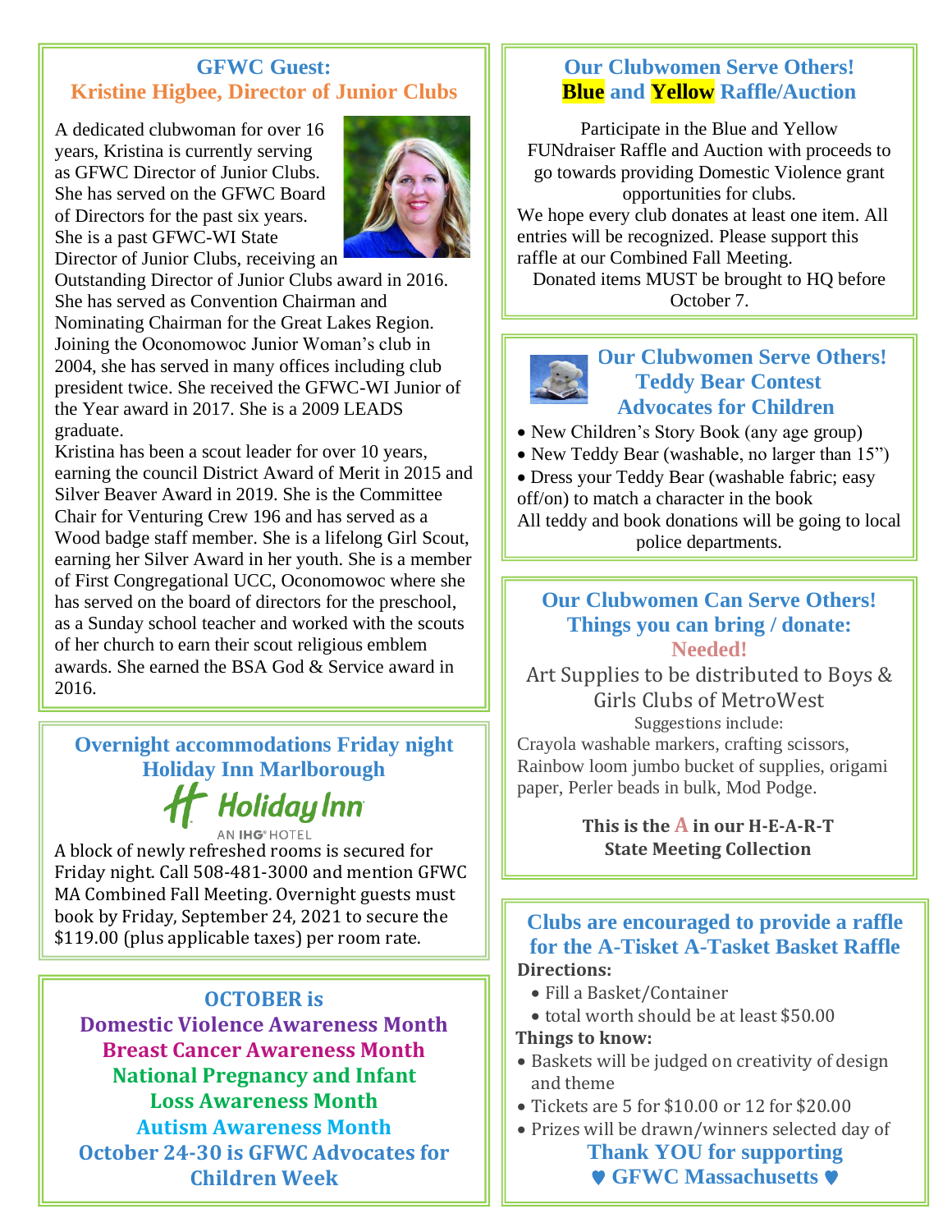## GFWC Guest:
## Kristine Higbee, Director of Junior Clubs

A dedicated clubwoman for over 16 years, Kristina is currently serving as GFWC Director of Junior Clubs. She has served on the GFWC Board of Directors for the past six years. She is a past GFWC-WI State Director of Junior Clubs, receiving an Outstanding Director of Junior Clubs award in 2016. She has served as Convention Chairman and Nominating Chairman for the Great Lakes Region. Joining the Oconomowoc Junior Woman's club in 2004, she has served in many offices including club president twice. She received the GFWC-WI Junior of the Year award in 2017. She is a 2009 LEADS graduate.

Kristina has been a scout leader for over 10 years, earning the council District Award of Merit in 2015 and Silver Beaver Award in 2019. She is the Committee Chair for Venturing Crew 196 and has served as a Wood badge staff member. She is a lifelong Girl Scout, earning her Silver Award in her youth. She is a member of First Congregational UCC, Oconomowoc where she has served on the board of directors for the preschool, as a Sunday school teacher and worked with the scouts of her church to earn their scout religious emblem awards. She earned the BSA God & Service award in 2016.

## Overnight accommodations Friday night
## Holiday Inn Marlborough

Holiday Inn
AN IHG HOTEL

A block of newly refreshed rooms is secured for Friday night. Call 508-481-3000 and mention GFWC MA Combined Fall Meeting. Overnight guests must book by Friday, September 24, 2021 to secure the $119.00 (plus applicable taxes) per room rate.

## OCTOBER is
**Domestic Violence Awareness Month**
**Breast Cancer Awareness Month**
**National Pregnancy and Infant Loss Awareness Month**
**Autism Awareness Month**
**October 24-30 is GFWC Advocates for Children Week**

## Our Clubwomen Serve Others!
## Blue and Yellow Raffle/Auction

Participate in the Blue and Yellow FUNdraiser Raffle and Auction with proceeds to go towards providing Domestic Violence grant opportunities for clubs.

We hope every club donates at least one item. All entries will be recognized. Please support this raffle at our Combined Fall Meeting.

Donated items MUST be brought to HQ before October 7.

## Our Clubwomen Serve Others!
## Teddy Bear Contest
## Advocates for Children

- New Children's Story Book (any age group)
- New Teddy Bear (washable, no larger than 15")
- Dress your Teddy Bear (washable fabric; easy off/on) to match a character in the book

All teddy and book donations will be going to local police departments.

## Our Clubwomen Can Serve Others!
## Things you can bring / donate:
**Needed!**

Art Supplies to be distributed to Boys & Girls Clubs of MetroWest

Suggestions include:

Crayola washable markers, crafting scissors, Rainbow loom jumbo bucket of supplies, origami paper, Perler beads in bulk, Mod Podge.

**This is the A in our H-E-A-R-T State Meeting Collection**

## Clubs are encouraged to provide a raffle for the A-Tisket A-Tasket Basket Raffle

**Directions:**

- Fill a Basket/Container
- total worth should be at least $50.00

**Things to know:**

- Baskets will be judged on creativity of design and theme
- Tickets are 5 for $10.00 or 12 for $20.00
- Prizes will be drawn/winners selected day of

**Thank YOU for supporting ♥ GFWC Massachusetts ♥**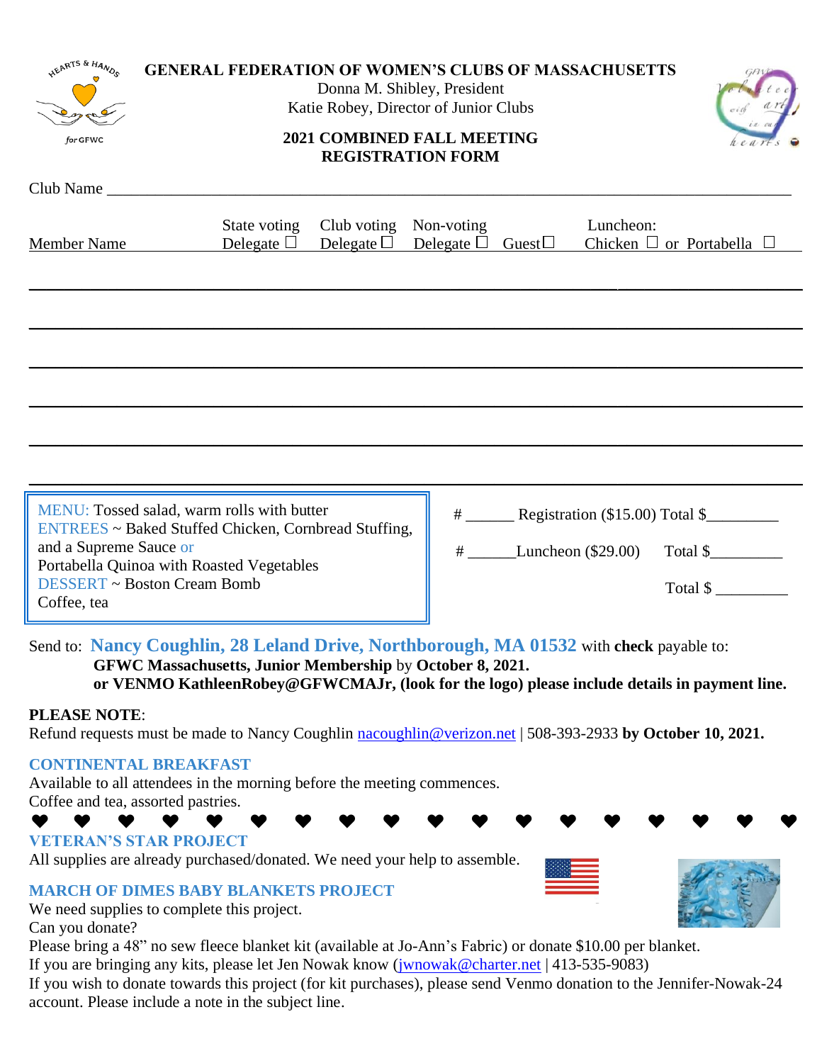**GENERAL FEDERATION OF WOMEN'S CLUBS OF MASSACHUSETTS**
Donna M. Shibley, President
Katie Robey, Director of Junior Clubs

**2021 COMBINED FALL MEETING**
**REGISTRATION FORM**

Club Name ______________________________________________________________________

| Member Name | State voting Delegate ☐ | Club voting Delegate ☐ | Non-voting Delegate ☐ | Guest ☐ | Luncheon: Chicken ☐ or Portabella ☐ |
|---|---|---|---|---|---|
| | | | | | |
| | | | | | |
| | | | | | |
| | | | | | |
| | | | | | |
| | | | | | |

MENU: Tossed salad, warm rolls with butter
ENTREES ~ Baked Stuffed Chicken, Cornbread Stuffing, and a Supreme Sauce or
Portabella Quinoa with Roasted Vegetables
DESSERT ~ Boston Cream Bomb
Coffee, tea

\# ______ Registration ($15.00) Total $_________

\# ______Luncheon ($29.00) Total $_________

Total $ _________

Send to: **Nancy Coughlin, 28 Leland Drive, Northborough, MA 01532** with **check** payable to:
**GFWC Massachusetts, Junior Membership** by **October 8, 2021.**
**or VENMO KathleenRobey@GFWCMAJr, (look for the logo) please include details in payment line.**

**PLEASE NOTE**:
Refund requests must be made to Nancy Coughlin nacoughlin@verizon.net | 508-393-2933 **by October 10, 2021.**

**CONTINENTAL BREAKFAST**
Available to all attendees in the morning before the meeting commences.
Coffee and tea, assorted pastries.

❤ ❤ ❤ ❤ ❤ ❤ ❤ ❤ ❤ ❤ ❤ ❤ ❤ ❤ ❤ ❤ ❤ ❤

**VETERAN'S STAR PROJECT**
All supplies are already purchased/donated. We need your help to assemble.

**MARCH OF DIMES BABY BLANKETS PROJECT**
We need supplies to complete this project.
Can you donate?
Please bring a 48" no sew fleece blanket kit (available at Jo-Ann's Fabric) or donate $10.00 per blanket.
If you are bringing any kits, please let Jen Nowak know (jwnowak@charter.net | 413-535-9083)
If you wish to donate towards this project (for kit purchases), please send Venmo donation to the Jennifer-Nowak-24 account. Please include a note in the subject line.